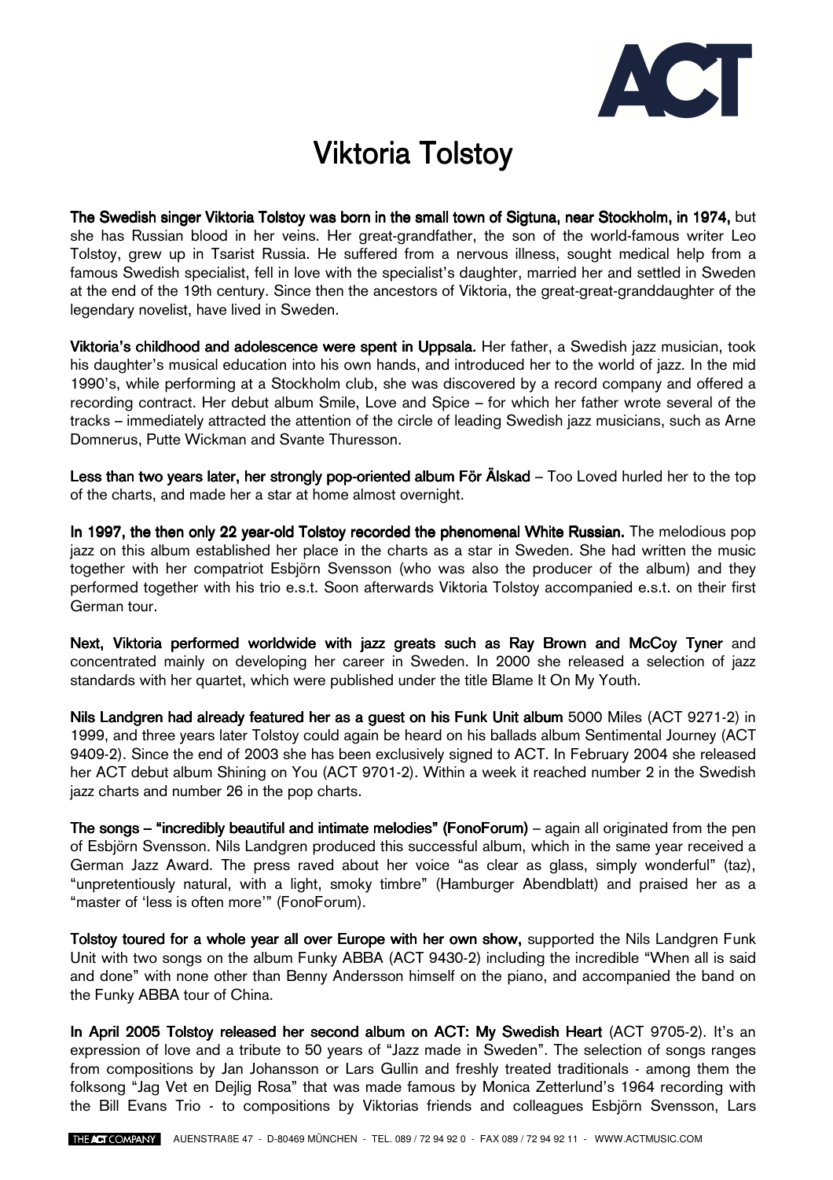# Viktoria Tolstoy

**The Swedish singer Viktoria Tolstoy was born in the small town of Sigtuna, near Stockholm, in 1974,** but she has Russian blood in her veins. Her great-grandfather, the son of the world-famous writer Leo Tolstoy, grew up in Tsarist Russia. He suffered from a nervous illness, sought medical help from a famous Swedish specialist, fell in love with the specialist's daughter, married her and settled in Sweden at the end of the 19th century. Since then the ancestors of Viktoria, the great-great-granddaughter of the legendary novelist, have lived in Sweden.

**Viktoria's childhood and adolescence were spent in Uppsala.** Her father, a Swedish jazz musician, took his daughter's musical education into his own hands, and introduced her to the world of jazz. In the mid 1990's, while performing at a Stockholm club, she was discovered by a record company and offered a recording contract. Her debut album Smile, Love and Spice – for which her father wrote several of the tracks – immediately attracted the attention of the circle of leading Swedish jazz musicians, such as Arne Domnerus, Putte Wickman and Svante Thuresson.

**Less than two years later, her strongly pop-oriented album För Älskad** – Too Loved hurled her to the top of the charts, and made her a star at home almost overnight.

**In 1997, the then only 22 year-old Tolstoy recorded the phenomenal White Russian.** The melodious pop jazz on this album established her place in the charts as a star in Sweden. She had written the music together with her compatriot Esbjörn Svensson (who was also the producer of the album) and they performed together with his trio e.s.t. Soon afterwards Viktoria Tolstoy accompanied e.s.t. on their first German tour.

**Next, Viktoria performed worldwide with jazz greats such as Ray Brown and McCoy Tyner** and concentrated mainly on developing her career in Sweden. In 2000 she released a selection of jazz standards with her quartet, which were published under the title Blame It On My Youth.

**Nils Landgren had already featured her as a guest on his Funk Unit album** 5000 Miles (ACT 9271-2) in 1999, and three years later Tolstoy could again be heard on his ballads album Sentimental Journey (ACT 9409-2). Since the end of 2003 she has been exclusively signed to ACT. In February 2004 she released her ACT debut album Shining on You (ACT 9701-2). Within a week it reached number 2 in the Swedish jazz charts and number 26 in the pop charts.

**The songs – "incredibly beautiful and intimate melodies" (FonoForum)** – again all originated from the pen of Esbjörn Svensson. Nils Landgren produced this successful album, which in the same year received a German Jazz Award. The press raved about her voice "as clear as glass, simply wonderful" (taz), "unpretentiously natural, with a light, smoky timbre" (Hamburger Abendblatt) and praised her as a "master of 'less is often more'" (FonoForum).

**Tolstoy toured for a whole year all over Europe with her own show,** supported the Nils Landgren Funk Unit with two songs on the album Funky ABBA (ACT 9430-2) including the incredible "When all is said and done" with none other than Benny Andersson himself on the piano, and accompanied the band on the Funky ABBA tour of China.

**In April 2005 Tolstoy released her second album on ACT: My Swedish Heart** (ACT 9705-2). It's an expression of love and a tribute to 50 years of "Jazz made in Sweden". The selection of songs ranges from compositions by Jan Johansson or Lars Gullin and freshly treated traditionals - among them the folksong "Jag Vet en Dejlig Rosa" that was made famous by Monica Zetterlund's 1964 recording with the Bill Evans Trio - to compositions by Viktorias friends and colleagues Esbjörn Svensson, Lars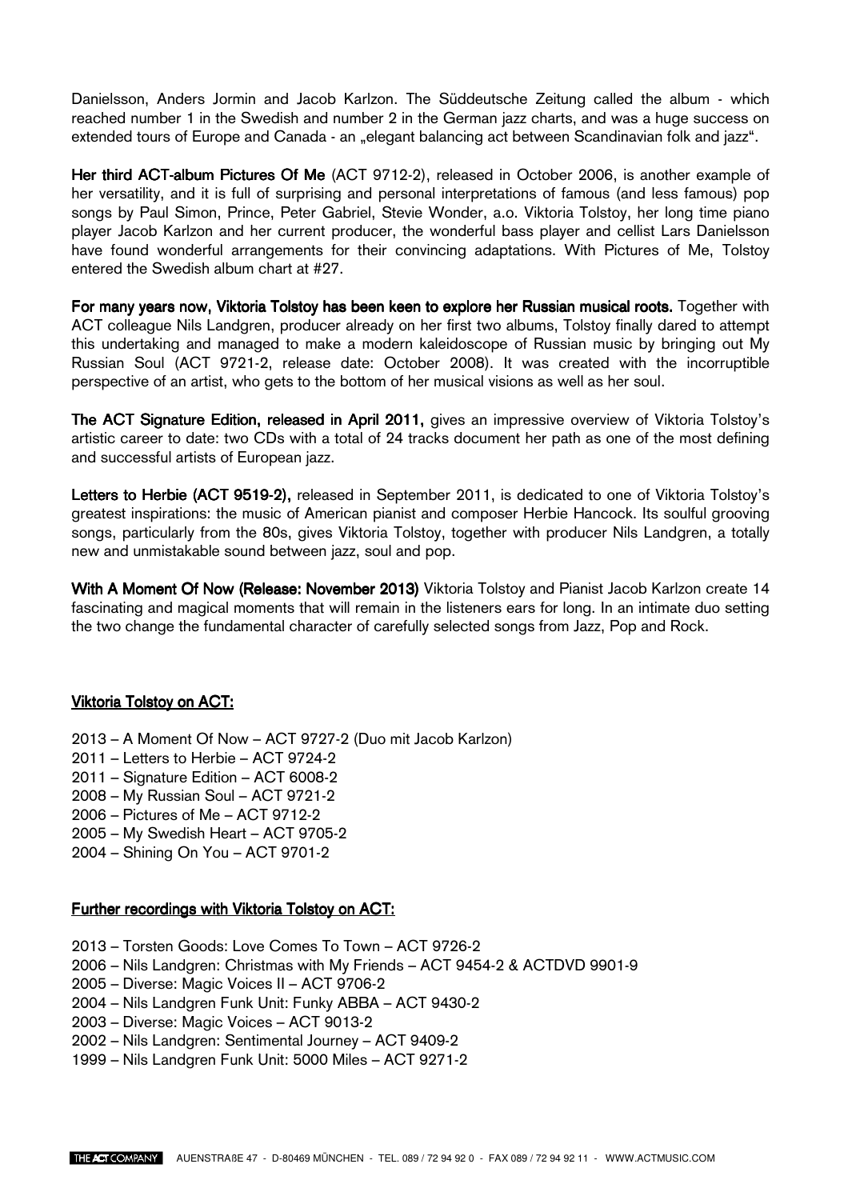Danielsson, Anders Jormin and Jacob Karlzon. The Süddeutsche Zeitung called the album - which reached number 1 in the Swedish and number 2 in the German jazz charts, and was a huge success on extended tours of Europe and Canada - an „elegant balancing act between Scandinavian folk and jazz".

**Her third ACT-album Pictures Of Me** (ACT 9712-2), released in October 2006, is another example of her versatility, and it is full of surprising and personal interpretations of famous (and less famous) pop songs by Paul Simon, Prince, Peter Gabriel, Stevie Wonder, a.o. Viktoria Tolstoy, her long time piano player Jacob Karlzon and her current producer, the wonderful bass player and cellist Lars Danielsson have found wonderful arrangements for their convincing adaptations. With Pictures of Me, Tolstoy entered the Swedish album chart at #27.

**For many years now, Viktoria Tolstoy has been keen to explore her Russian musical roots.** Together with ACT colleague Nils Landgren, producer already on her first two albums, Tolstoy finally dared to attempt this undertaking and managed to make a modern kaleidoscope of Russian music by bringing out My Russian Soul (ACT 9721-2, release date: October 2008). It was created with the incorruptible perspective of an artist, who gets to the bottom of her musical visions as well as her soul.

**The ACT Signature Edition, released in April 2011,** gives an impressive overview of Viktoria Tolstoy's artistic career to date: two CDs with a total of 24 tracks document her path as one of the most defining and successful artists of European jazz.

**Letters to Herbie (ACT 9519-2),** released in September 2011, is dedicated to one of Viktoria Tolstoy's greatest inspirations: the music of American pianist and composer Herbie Hancock. Its soulful grooving songs, particularly from the 80s, gives Viktoria Tolstoy, together with producer Nils Landgren, a totally new and unmistakable sound between jazz, soul and pop.

**With A Moment Of Now (Release: November 2013)** Viktoria Tolstoy and Pianist Jacob Karlzon create 14 fascinating and magical moments that will remain in the listeners ears for long. In an intimate duo setting the two change the fundamental character of carefully selected songs from Jazz, Pop and Rock.

## Viktoria Tolstoy on ACT:

2013 – A Moment Of Now – ACT 9727-2 (Duo mit Jacob Karlzon)
2011 – Letters to Herbie – ACT 9724-2
2011 – Signature Edition – ACT 6008-2
2008 – My Russian Soul – ACT 9721-2
2006 – Pictures of Me – ACT 9712-2
2005 – My Swedish Heart – ACT 9705-2
2004 – Shining On You – ACT 9701-2

## Further recordings with Viktoria Tolstoy on ACT:

2013 – Torsten Goods: Love Comes To Town – ACT 9726-2
2006 – Nils Landgren: Christmas with My Friends – ACT 9454-2 & ACTDVD 9901-9
2005 – Diverse: Magic Voices II – ACT 9706-2
2004 – Nils Landgren Funk Unit: Funky ABBA – ACT 9430-2
2003 – Diverse: Magic Voices – ACT 9013-2
2002 – Nils Landgren: Sentimental Journey – ACT 9409-2
1999 – Nils Landgren Funk Unit: 5000 Miles – ACT 9271-2

THE ACT COMPANY AUENSTRAßE 47 - D-80469 MÜNCHEN - TEL. 089 / 72 94 92 0 - FAX 089 / 72 94 92 11 - WWW.ACTMUSIC.COM